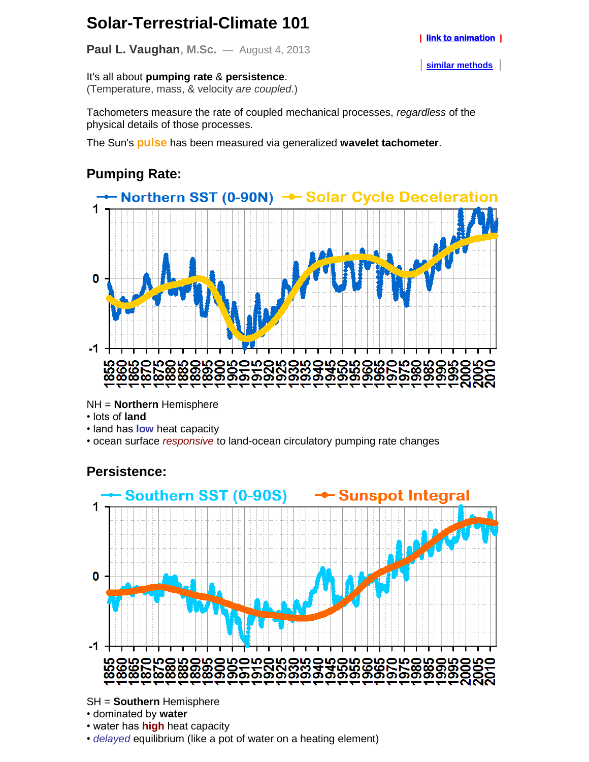# Solar-Terrestrial-Climate 101

| link to animation |

**Paul L. Vaughan**, M.Sc. — August 4, 2013

| similar methods |

It's all about **pumping rate** & **persistence**.
(Temperature, mass, & velocity *are coupled*.)

Tachometers measure the rate of coupled mechanical processes, *regardless* of the physical details of those processes.

The Sun's **pulse** has been measured via generalized **wavelet tachometer**.

## Pumping Rate:

NH = **Northern** Hemisphere
- lots of **land**
- land has **low** heat capacity
- ocean surface *responsive* to land-ocean circulatory pumping rate changes

## Persistence:

SH = **Southern** Hemisphere
- dominated by **water**
- water has **high** heat capacity
- *delayed* equilibrium (like a pot of water on a heating element)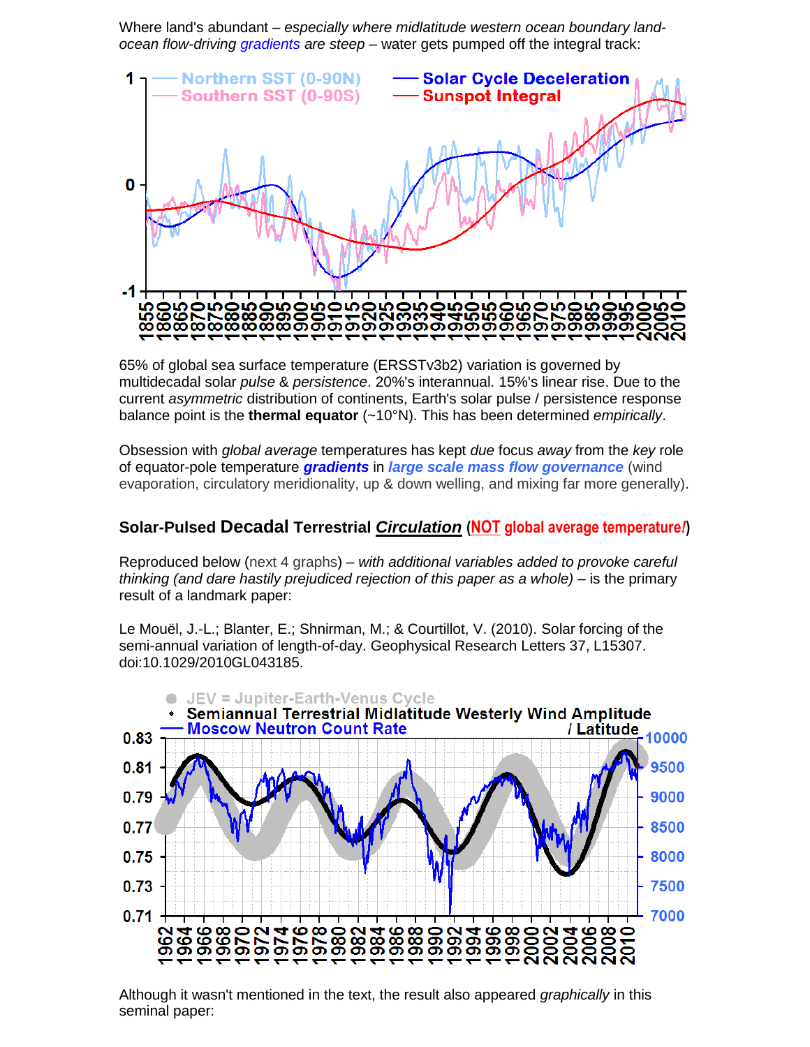Where land's abundant – *especially where midlatitude western ocean boundary land-ocean flow-driving gradients are steep* – water gets pumped off the integral track:

65% of global sea surface temperature (ERSSTv3b2) variation is governed by multidecadal solar *pulse* & *persistence*. 20%'s interannual. 15%'s linear rise. Due to the current *asymmetric* distribution of continents, Earth's solar pulse / persistence response balance point is the **thermal equator** (~10°N). This has been determined *empirically*.

Obsession with *global average* temperatures has kept *due* focus *away* from the *key* role of equator-pole temperature ***gradients*** in ***large scale mass flow governance*** (wind evaporation, circulatory meridionality, up & down welling, and mixing far more generally).

### Solar-Pulsed **Decadal** Terrestrial ***Circulation*** (**NOT global average temperature!**)

Reproduced below (next 4 graphs) – *with additional variables added to provoke careful thinking (and dare hastily prejudiced rejection of this paper as a whole)* – is the primary result of a landmark paper:

Le Mouël, J.-L.; Blanter, E.; Shnirman, M.; & Courtillot, V. (2010). Solar forcing of the semi-annual variation of length-of-day. Geophysical Research Letters 37, L15307. doi:10.1029/2010GL043185.

Although it wasn't mentioned in the text, the result also appeared *graphically* in this seminal paper: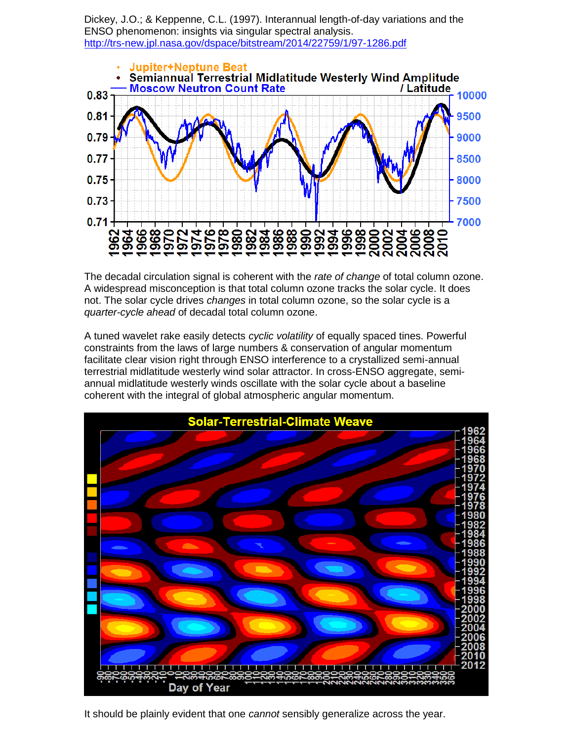Dickey, J.O.; & Keppenne, C.L. (1997). Interannual length-of-day variations and the ENSO phenomenon: insights via singular spectral analysis.
http://trs-new.jpl.nasa.gov/dspace/bitstream/2014/22759/1/97-1286.pdf

The decadal circulation signal is coherent with the *rate of change* of total column ozone. A widespread misconception is that total column ozone tracks the solar cycle. It does not. The solar cycle drives *changes* in total column ozone, so the solar cycle is a *quarter-cycle ahead* of decadal total column ozone.

A tuned wavelet rake easily detects *cyclic volatility* of equally spaced tines. Powerful constraints from the laws of large numbers & conservation of angular momentum facilitate clear vision right through ENSO interference to a crystallized semi-annual terrestrial midlatitude westerly wind solar attractor. In cross-ENSO aggregate, semi-annual midlatitude westerly winds oscillate with the solar cycle about a baseline coherent with the integral of global atmospheric angular momentum.

It should be plainly evident that one *cannot* sensibly generalize across the year.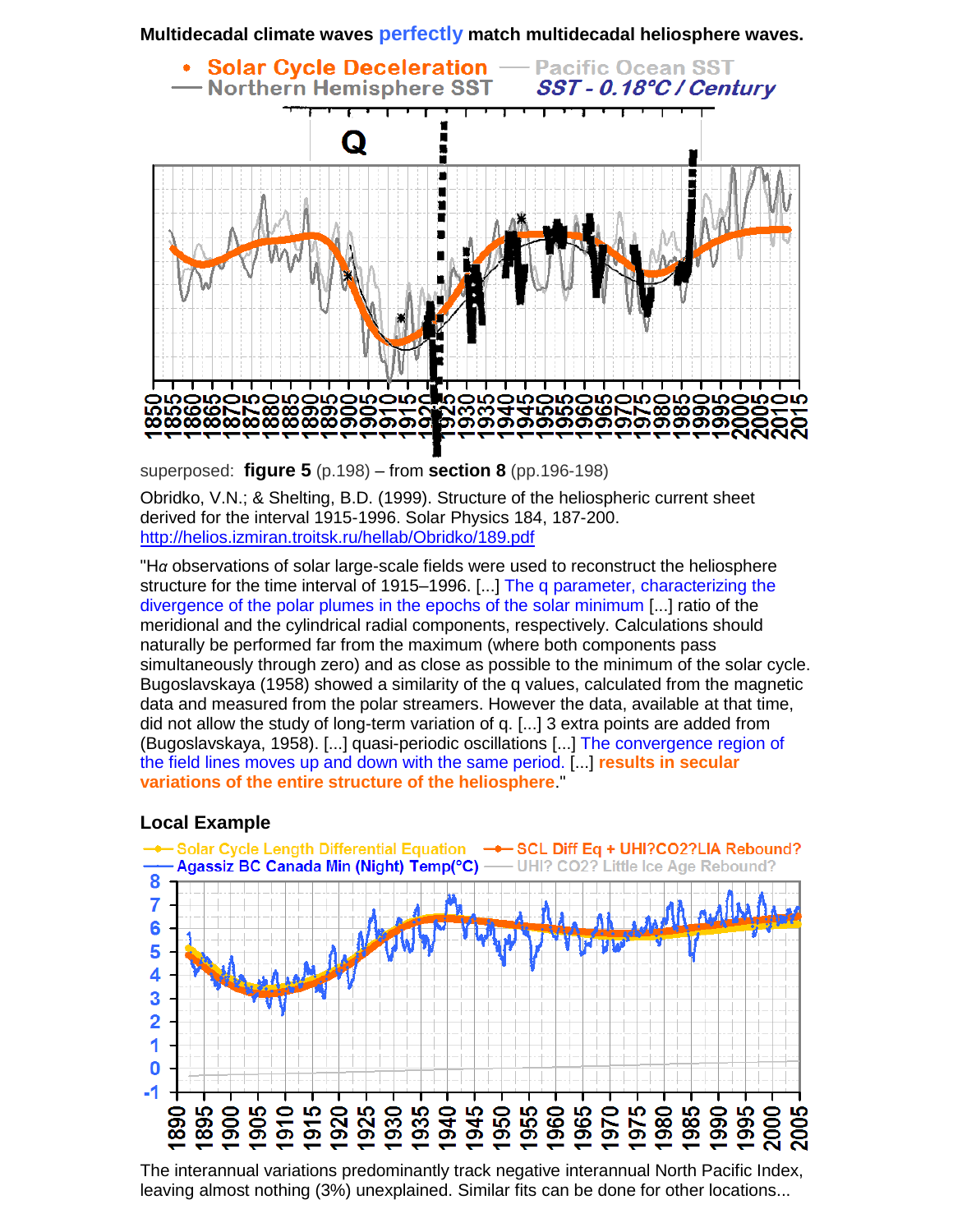**Multidecadal climate waves perfectly match multidecadal heliosphere waves.**

Solar Cycle Deceleration
Pacific Ocean SST
Northern Hemisphere SST
*SST - 0.18°C / Century*

Q

1850 1855 1860 1865 1870 1875 1880 1885 1890 1895 1900 1905 1910 1915 1920 1925 1930 1935 1940 1945 1950 1955 1960 1965 1970 1975 1980 1985 1990 1995 2000 2005 2010 2015

superposed: **figure 5** (p.198) – from **section 8** (pp.196-198)

Obridko, V.N.; & Shelting, B.D. (1999). Structure of the heliospheric current sheet derived for the interval 1915-1996. Solar Physics 184, 187-200. http://helios.izmiran.troitsk.ru/hellab/Obridko/189.pdf

"H*α* observations of solar large-scale fields were used to reconstruct the heliosphere structure for the time interval of 1915–1996. [...] The q parameter, characterizing the divergence of the polar plumes in the epochs of the solar minimum [...] ratio of the meridional and the cylindrical radial components, respectively. Calculations should naturally be performed far from the maximum (where both components pass simultaneously through zero) and as close as possible to the minimum of the solar cycle. Bugoslavskaya (1958) showed a similarity of the q values, calculated from the magnetic data and measured from the polar streamers. However the data, available at that time, did not allow the study of long-term variation of q. [...] 3 extra points are added from (Bugoslavskaya, 1958). [...] quasi-periodic oscillations [...] The convergence region of the field lines moves up and down with the same period. [...] **results in secular variations of the entire structure of the heliosphere**."

### Local Example

Solar Cycle Length Differential Equation
SCL Diff Eq + UHI?CO2?LIA Rebound?
Agassiz BC Canada Min (Night) Temp(°C)
UHI? CO2? Little Ice Age Rebound?

8 7 6 5 4 3 2 1 0 -1

1890 1895 1900 1905 1910 1915 1920 1925 1930 1935 1940 1945 1950 1955 1960 1965 1970 1975 1980 1985 1990 1995 2000 2005

The interannual variations predominantly track negative interannual North Pacific Index, leaving almost nothing (3%) unexplained. Similar fits can be done for other locations...